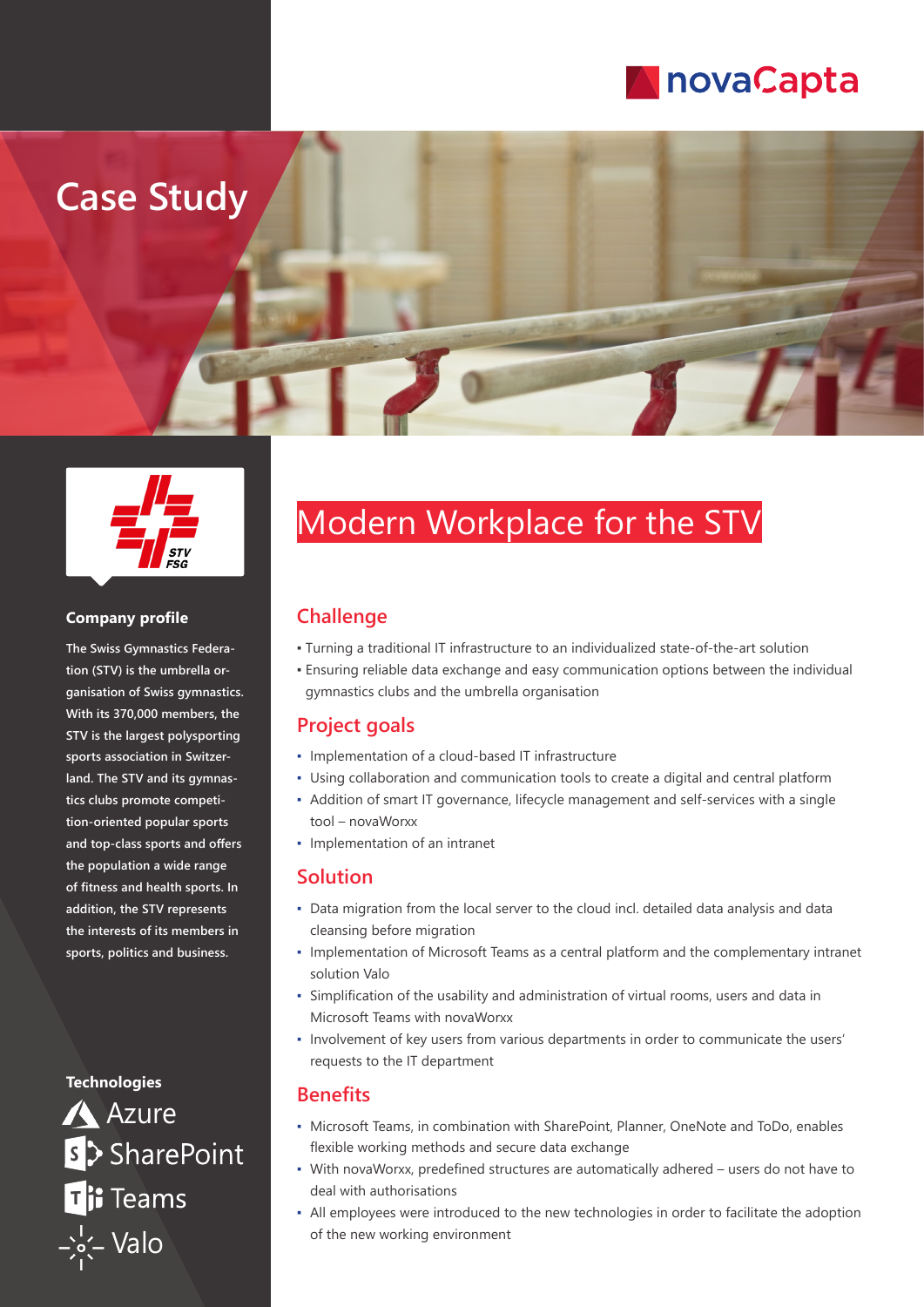novaCapta

Case Study

# Modern Workplace for the STV

### Company profile

The Swiss Gymnastics Federation (STV) is the umbrella organisation of Swiss gymnastics. With its 370,000 members, the STV is the largest polysporting sports association in Switzerland. The STV and its gymnastics clubs promote competition-oriented popular sports and top-class sports and offers the population a wide range of fitness and health sports. In addition, the STV represents the interests of its members in sports, politics and business.

### Technologies

Azure
SharePoint
Teams
Valo

## Challenge

- Turning a traditional IT infrastructure to an individualized state-of-the-art solution
- Ensuring reliable data exchange and easy communication options between the individual gymnastics clubs and the umbrella organisation

## Project goals

- Implementation of a cloud-based IT infrastructure
- Using collaboration and communication tools to create a digital and central platform
- Addition of smart IT governance, lifecycle management and self-services with a single tool – novaWorxx
- Implementation of an intranet

## Solution

- Data migration from the local server to the cloud incl. detailed data analysis and data cleansing before migration
- Implementation of Microsoft Teams as a central platform and the complementary intranet solution Valo
- Simplification of the usability and administration of virtual rooms, users and data in Microsoft Teams with novaWorxx
- Involvement of key users from various departments in order to communicate the users' requests to the IT department

## Benefits

- Microsoft Teams, in combination with SharePoint, Planner, OneNote and ToDo, enables flexible working methods and secure data exchange
- With novaWorxx, predefined structures are automatically adhered – users do not have to deal with authorisations
- All employees were introduced to the new technologies in order to facilitate the adoption of the new working environment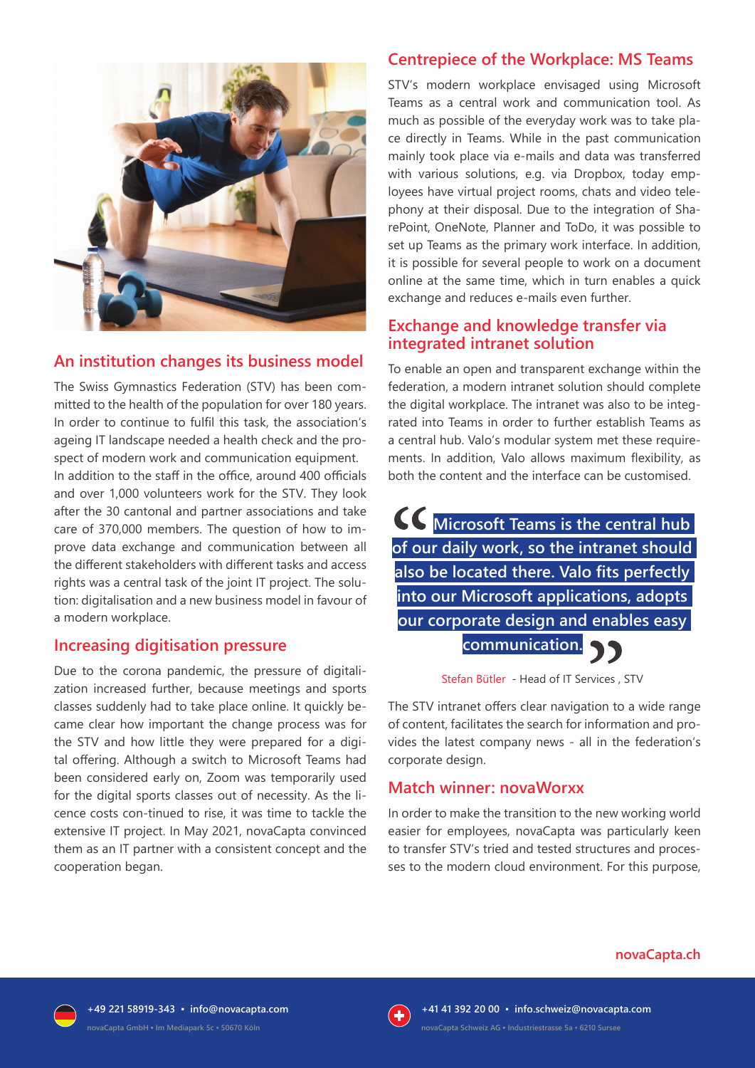## An institution changes its business model

The Swiss Gymnastics Federation (STV) has been committed to the health of the population for over 180 years. In order to continue to fulfil this task, the association's ageing IT landscape needed a health check and the prospect of modern work and communication equipment.
In addition to the staff in the office, around 400 officials and over 1,000 volunteers work for the STV. They look after the 30 cantonal and partner associations and take care of 370,000 members. The question of how to improve data exchange and communication between all the different stakeholders with different tasks and access rights was a central task of the joint IT project. The solution: digitalisation and a new business model in favour of a modern workplace.

## Increasing digitisation pressure

Due to the corona pandemic, the pressure of digitalization increased further, because meetings and sports classes suddenly had to take place online. It quickly became clear how important the change process was for the STV and how little they were prepared for a digital offering. Although a switch to Microsoft Teams had been considered early on, Zoom was temporarily used for the digital sports classes out of necessity. As the licence costs con-tinued to rise, it was time to tackle the extensive IT project. In May 2021, novaCapta convinced them as an IT partner with a consistent concept and the cooperation began.

## Centrepiece of the Workplace: MS Teams

STV's modern workplace envisaged using Microsoft Teams as a central work and communication tool. As much as possible of the everyday work was to take place directly in Teams. While in the past communication mainly took place via e-mails and data was transferred with various solutions, e.g. via Dropbox, today employees have virtual project rooms, chats and video telephony at their disposal. Due to the integration of SharePoint, OneNote, Planner and ToDo, it was possible to set up Teams as the primary work interface. In addition, it is possible for several people to work on a document online at the same time, which in turn enables a quick exchange and reduces e-mails even further.

## Exchange and knowledge transfer via integrated intranet solution

To enable an open and transparent exchange within the federation, a modern intranet solution should complete the digital workplace. The intranet was also to be integrated into Teams in order to further establish Teams as a central hub. Valo's modular system met these requirements. In addition, Valo allows maximum flexibility, as both the content and the interface can be customised.

> "Microsoft Teams is the central hub of our daily work, so the intranet should also be located there. Valo fits perfectly into our Microsoft applications, adopts our corporate design and enables easy communication."
>
> Stefan Bütler - Head of IT Services , STV

The STV intranet offers clear navigation to a wide range of content, facilitates the search for information and provides the latest company news - all in the federation's corporate design.

## Match winner: novaWorxx

In order to make the transition to the new working world easier for employees, novaCapta was particularly keen to transfer STV's tried and tested structures and processes to the modern cloud environment. For this purpose,

novaCapta.ch

+49 221 58919-343 • info@novacapta.com
novaCapta GmbH • Im Mediapark 5c • 50670 Köln

+41 41 392 20 00 • info.schweiz@novacapta.com
novaCapta Schweiz AG • Industriestrasse 5a • 6210 Sursee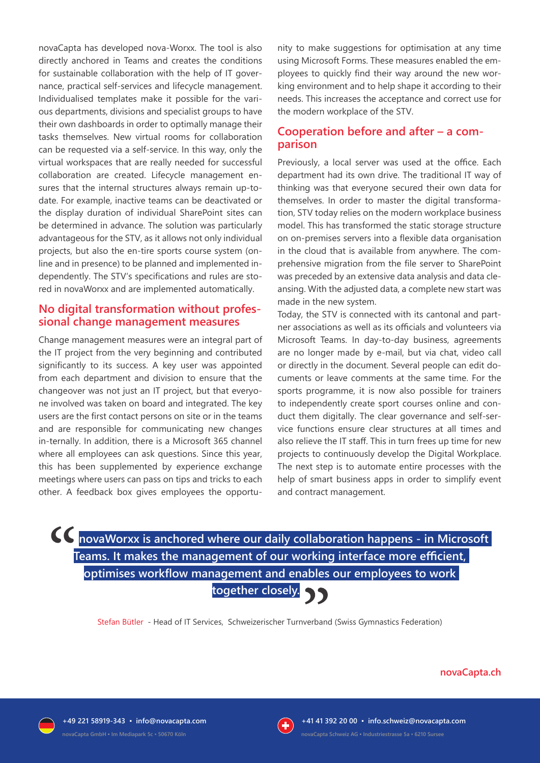novaCapta has developed nova-Worxx. The tool is also directly anchored in Teams and creates the conditions for sustainable collaboration with the help of IT governance, practical self-services and lifecycle management. Individualised templates make it possible for the various departments, divisions and specialist groups to have their own dashboards in order to optimally manage their tasks themselves. New virtual rooms for collaboration can be requested via a self-service. In this way, only the virtual workspaces that are really needed for successful collaboration are created. Lifecycle management ensures that the internal structures always remain up-to-date. For example, inactive teams can be deactivated or the display duration of individual SharePoint sites can be determined in advance. The solution was particularly advantageous for the STV, as it allows not only individual projects, but also the en-tire sports course system (online and in presence) to be planned and implemented independently. The STV's specifications and rules are stored in novaWorxx and are implemented automatically.

## No digital transformation without professional change management measures

Change management measures were an integral part of the IT project from the very beginning and contributed significantly to its success. A key user was appointed from each department and division to ensure that the changeover was not just an IT project, but that everyone involved was taken on board and integrated. The key users are the first contact persons on site or in the teams and are responsible for communicating new changes in-ternally. In addition, there is a Microsoft 365 channel where all employees can ask questions. Since this year, this has been supplemented by experience exchange meetings where users can pass on tips and tricks to each other. A feedback box gives employees the opportunity to make suggestions for optimisation at any time using Microsoft Forms. These measures enabled the employees to quickly find their way around the new working environment and to help shape it according to their needs. This increases the acceptance and correct use for the modern workplace of the STV.

## Cooperation before and after – a comparison

Previously, a local server was used at the office. Each department had its own drive. The traditional IT way of thinking was that everyone secured their own data for themselves. In order to master the digital transformation, STV today relies on the modern workplace business model. This has transformed the static storage structure on on-premises servers into a flexible data organisation in the cloud that is available from anywhere. The comprehensive migration from the file server to SharePoint was preceded by an extensive data analysis and data cleansing. With the adjusted data, a complete new start was made in the new system.

Today, the STV is connected with its cantonal and partner associations as well as its officials and volunteers via Microsoft Teams. In day-to-day business, agreements are no longer made by e-mail, but via chat, video call or directly in the document. Several people can edit documents or leave comments at the same time. For the sports programme, it is now also possible for trainers to independently create sport courses online and conduct them digitally. The clear governance and self-service functions ensure clear structures at all times and also relieve the IT staff. This in turn frees up time for new projects to continuously develop the Digital Workplace. The next step is to automate entire processes with the help of smart business apps in order to simplify event and contract management.

> **"novaWorxx is anchored where our daily collaboration happens - in Microsoft Teams. It makes the management of our working interface more efficient, optimises workflow management and enables our employees to work together closely."**
>
> Stefan Bütler - Head of IT Services, Schweizerischer Turnverband (Swiss Gymnastics Federation)

novaCapta.ch

+49 221 58919-343 • info@novacapta.com
novaCapta GmbH • Im Mediapark 5c • 50670 Köln

+41 41 392 20 00 • info.schweiz@novacapta.com
novaCapta Schweiz AG • Industriestrasse 5a • 6210 Sursee